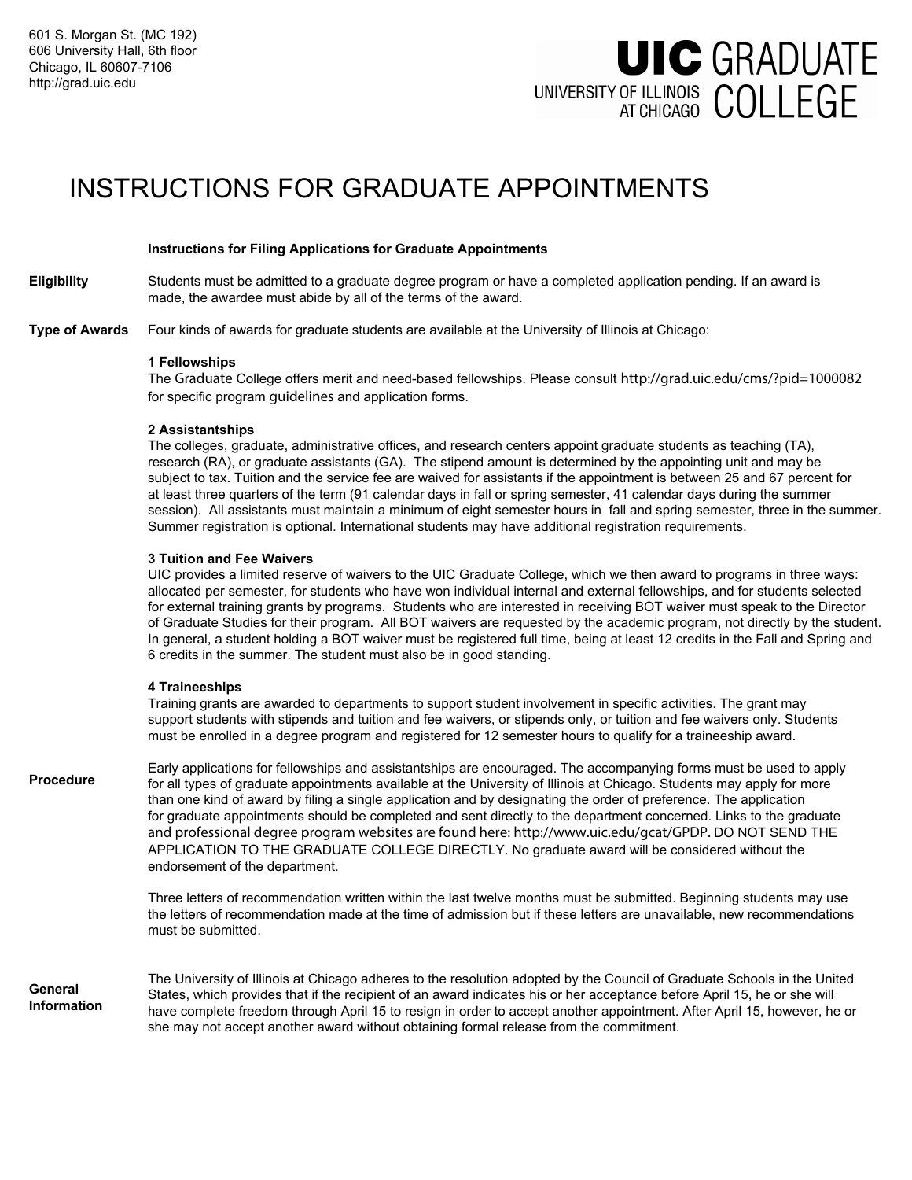601 S. Morgan St. (MC 192)
606 University Hall, 6th floor
Chicago, IL 60607-7106
http://grad.uic.edu

**UIC GRADUATE COLLEGE**
UNIVERSITY OF ILLINOIS AT CHICAGO

# INSTRUCTIONS FOR GRADUATE APPOINTMENTS

**Instructions for Filing Applications for Graduate Appointments**

**Eligibility**

Students must be admitted to a graduate degree program or have a completed application pending. If an award is made, the awardee must abide by all of the terms of the award.

**Type of Awards**

Four kinds of awards for graduate students are available at the University of Illinois at Chicago:

**1 Fellowships**
The Graduate College offers merit and need-based fellowships. Please consult http://grad.uic.edu/cms/?pid=1000082 for specific program guidelines and application forms.

**2 Assistantships**
The colleges, graduate, administrative offices, and research centers appoint graduate students as teaching (TA), research (RA), or graduate assistants (GA). The stipend amount is determined by the appointing unit and may be subject to tax. Tuition and the service fee are waived for assistants if the appointment is between 25 and 67 percent for at least three quarters of the term (91 calendar days in fall or spring semester, 41 calendar days during the summer session). All assistants must maintain a minimum of eight semester hours in fall and spring semester, three in the summer. Summer registration is optional. International students may have additional registration requirements.

**3 Tuition and Fee Waivers**
UIC provides a limited reserve of waivers to the UIC Graduate College, which we then award to programs in three ways: allocated per semester, for students who have won individual internal and external fellowships, and for students selected for external training grants by programs. Students who are interested in receiving BOT waiver must speak to the Director of Graduate Studies for their program. All BOT waivers are requested by the academic program, not directly by the student. In general, a student holding a BOT waiver must be registered full time, being at least 12 credits in the Fall and Spring and 6 credits in the summer. The student must also be in good standing.

**4 Traineeships**
Training grants are awarded to departments to support student involvement in specific activities. The grant may support students with stipends and tuition and fee waivers, or stipends only, or tuition and fee waivers only. Students must be enrolled in a degree program and registered for 12 semester hours to qualify for a traineeship award.

**Procedure**

Early applications for fellowships and assistantships are encouraged. The accompanying forms must be used to apply for all types of graduate appointments available at the University of Illinois at Chicago. Students may apply for more than one kind of award by filing a single application and by designating the order of preference. The application for graduate appointments should be completed and sent directly to the department concerned. Links to the graduate and professional degree program websites are found here: http://www.uic.edu/gcat/GPDP. DO NOT SEND THE APPLICATION TO THE GRADUATE COLLEGE DIRECTLY. No graduate award will be considered without the endorsement of the department.

Three letters of recommendation written within the last twelve months must be submitted. Beginning students may use the letters of recommendation made at the time of admission but if these letters are unavailable, new recommendations must be submitted.

**General Information**

The University of Illinois at Chicago adheres to the resolution adopted by the Council of Graduate Schools in the United States, which provides that if the recipient of an award indicates his or her acceptance before April 15, he or she will have complete freedom through April 15 to resign in order to accept another appointment. After April 15, however, he or she may not accept another award without obtaining formal release from the commitment.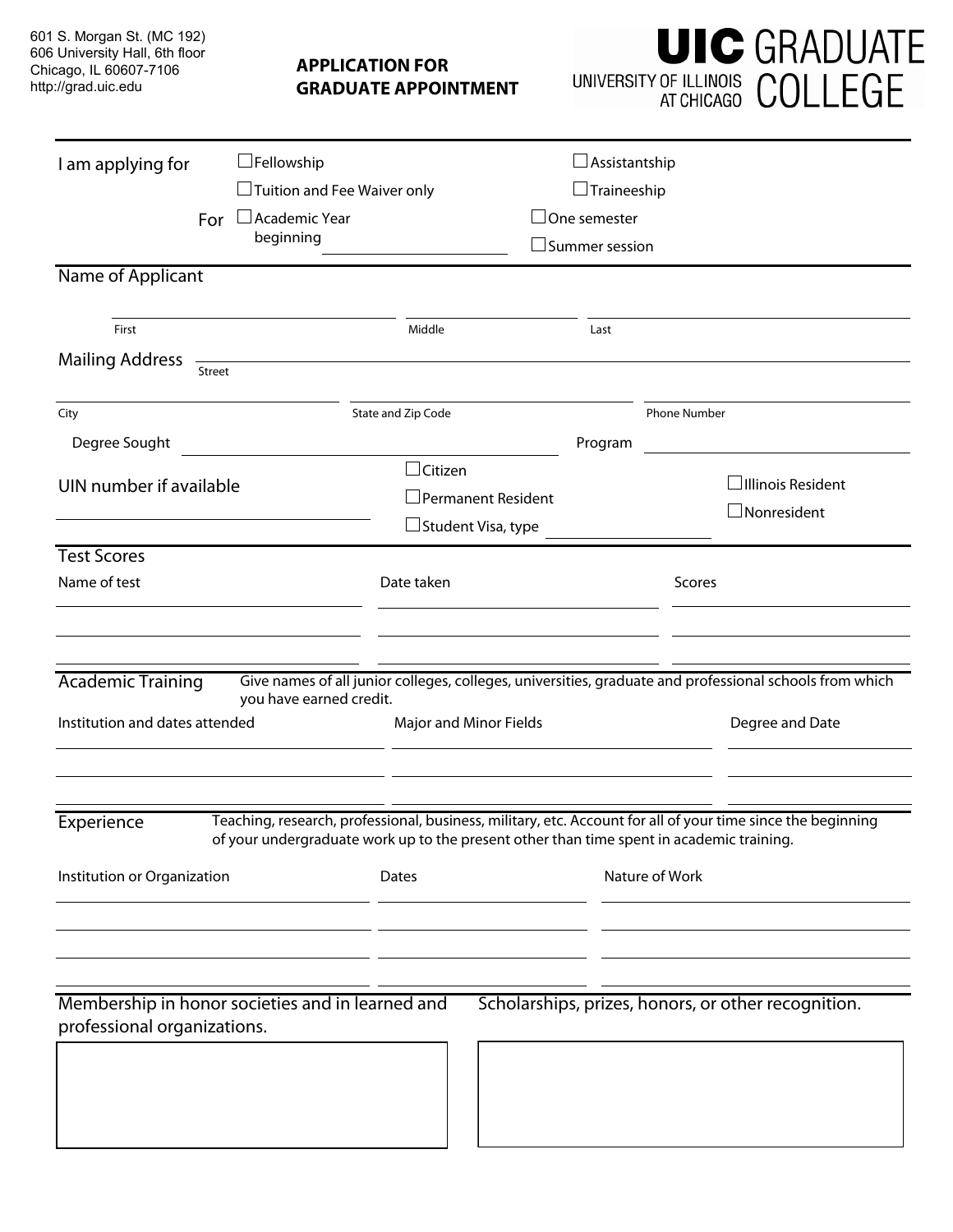601 S. Morgan St. (MC 192)
606 University Hall, 6th floor
Chicago, IL 60607-7106
http://grad.uic.edu

# APPLICATION FOR GRADUATE APPOINTMENT

**UIC GRADUATE COLLEGE**
UNIVERSITY OF ILLINOIS AT CHICAGO

I am applying for ☐ Fellowship ☐ Assistantship
☐ Tuition and Fee Waiver only ☐ Traineeship

For ☐ Academic Year beginning ______________ ☐ One semester ☐ Summer session

## Name of Applicant

| First | Middle | Last |
|---|---|---|
| | | |

**Mailing Address** ______________________________
Street

| City | State and Zip Code | Phone Number |
|---|---|---|
| | | |

Degree Sought ______________________ Program ______________________

UIN number if available ______________________

☐ Citizen
☐ Permanent Resident
☐ Student Visa, type ______________

☐ Illinois Resident
☐ Nonresident

## Test Scores

| Name of test | Date taken | Scores |
|---|---|---|
| | | |
| | | |
| | | |

## Academic Training

Give names of all junior colleges, colleges, universities, graduate and professional schools from which you have earned credit.

| Institution and dates attended | Major and Minor Fields | Degree and Date |
|---|---|---|
| | | |
| | | |
| | | |

## Experience

Teaching, research, professional, business, military, etc. Account for all of your time since the beginning of your undergraduate work up to the present other than time spent in academic training.

| Institution or Organization | Dates | Nature of Work |
|---|---|---|
| | | |
| | | |
| | | |
| | | |

**Membership in honor societies and in learned and professional organizations.**

**Scholarships, prizes, honors, or other recognition.**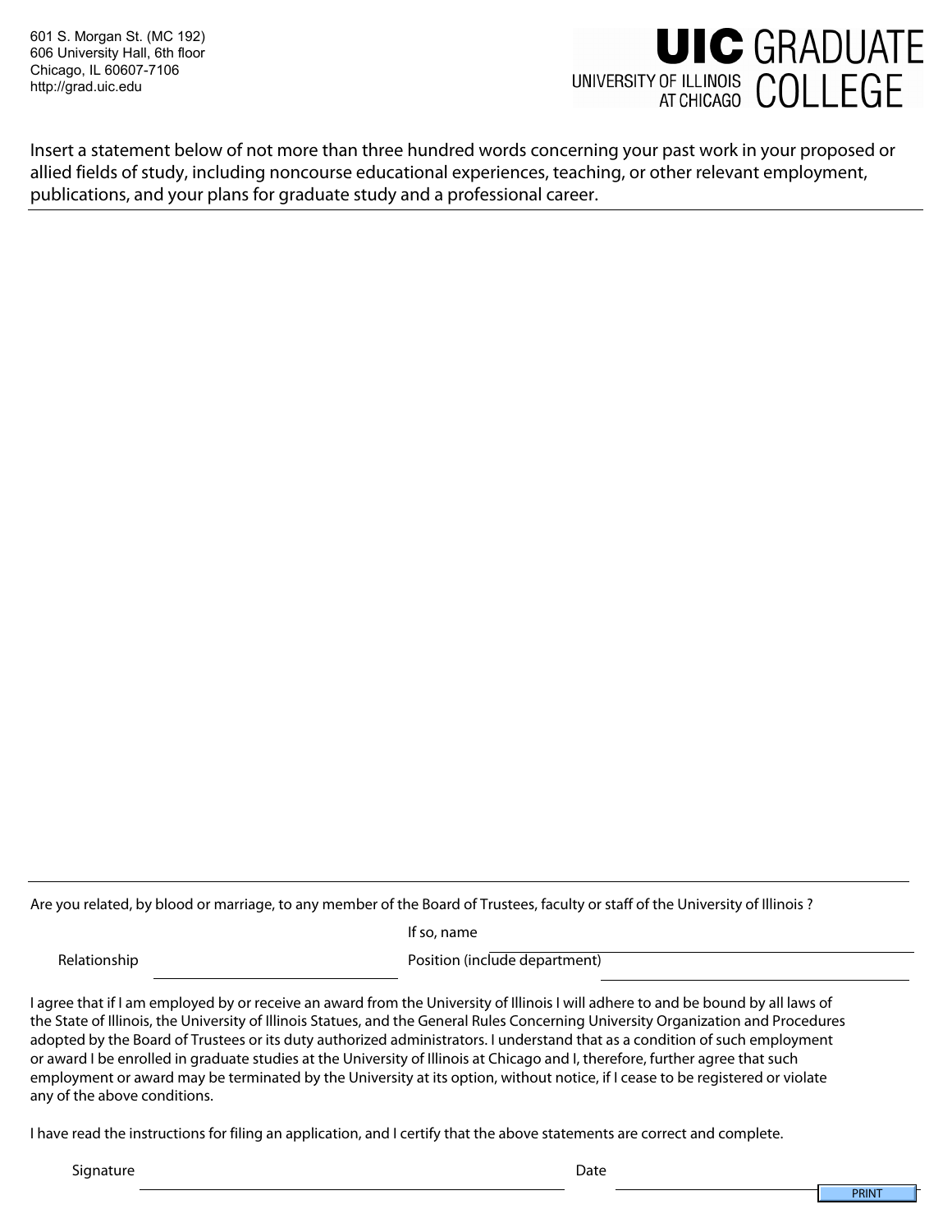601 S. Morgan St. (MC 192)
606 University Hall, 6th floor
Chicago, IL 60607-7106
http://grad.uic.edu

**UIC GRADUATE COLLEGE**
UNIVERSITY OF ILLINOIS AT CHICAGO

Insert a statement below of not more than three hundred words concerning your past work in your proposed or allied fields of study, including noncourse educational experiences, teaching, or other relevant employment, publications, and your plans for graduate study and a professional career.

---

---

Are you related, by blood or marriage, to any member of the Board of Trustees, faculty or staff of the University of Illinois ?

If so, name ____________________

Relationship ____________________ Position (include department) ____________________

I agree that if I am employed by or receive an award from the University of Illinois I will adhere to and be bound by all laws of the State of Illinois, the University of Illinois Statues, and the General Rules Concerning University Organization and Procedures adopted by the Board of Trustees or its duty authorized administrators. I understand that as a condition of such employment or award I be enrolled in graduate studies at the University of Illinois at Chicago and I, therefore, further agree that such employment or award may be terminated by the University at its option, without notice, if I cease to be registered or violate any of the above conditions.

I have read the instructions for filing an application, and I certify that the above statements are correct and complete.

Signature ____________________ Date ____________________

PRINT